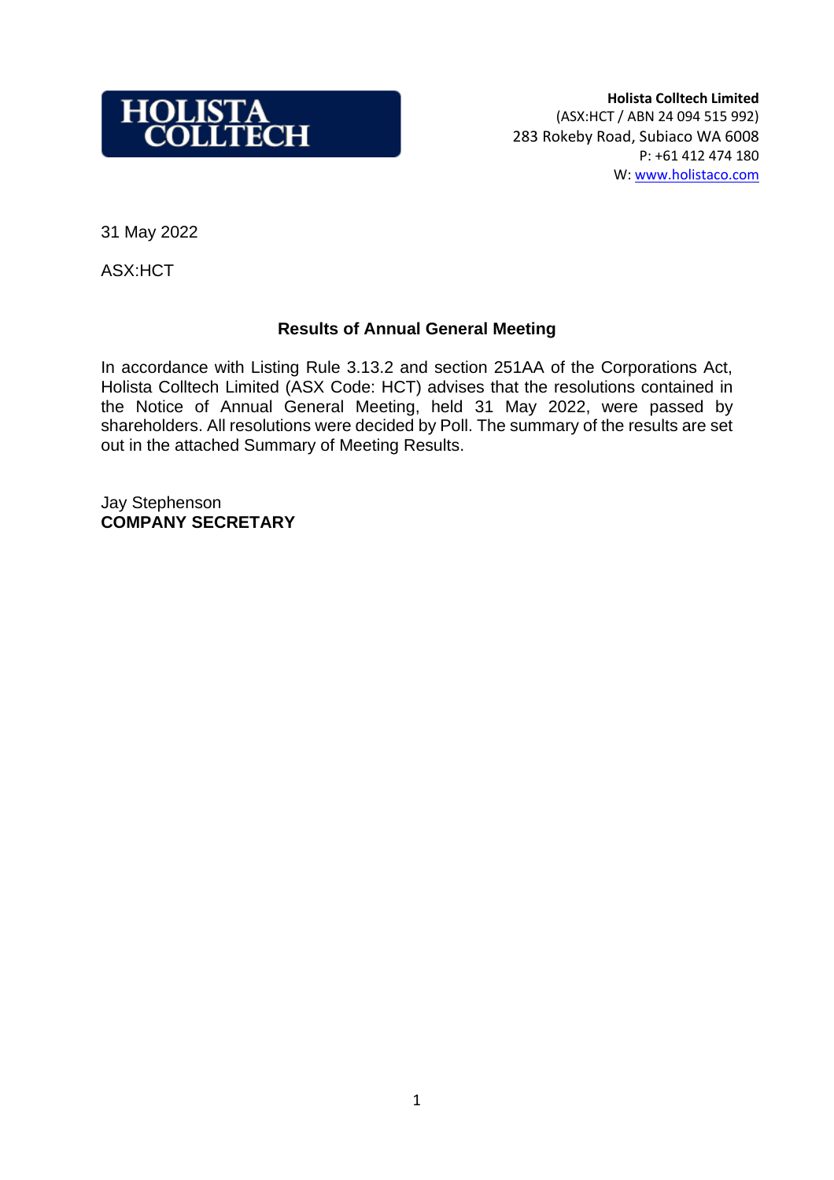HOLISTA COLLTECH

**Holista Colltech Limited**
(ASX:HCT / ABN 24 094 515 992)
283 Rokeby Road, Subiaco WA 6008
P: +61 412 474 180
W: www.holistaco.com

31 May 2022

ASX:HCT

## Results of Annual General Meeting

In accordance with Listing Rule 3.13.2 and section 251AA of the Corporations Act, Holista Colltech Limited (ASX Code: HCT) advises that the resolutions contained in the Notice of Annual General Meeting, held 31 May 2022, were passed by shareholders. All resolutions were decided by Poll. The summary of the results are set out in the attached Summary of Meeting Results.

Jay Stephenson
**COMPANY SECRETARY**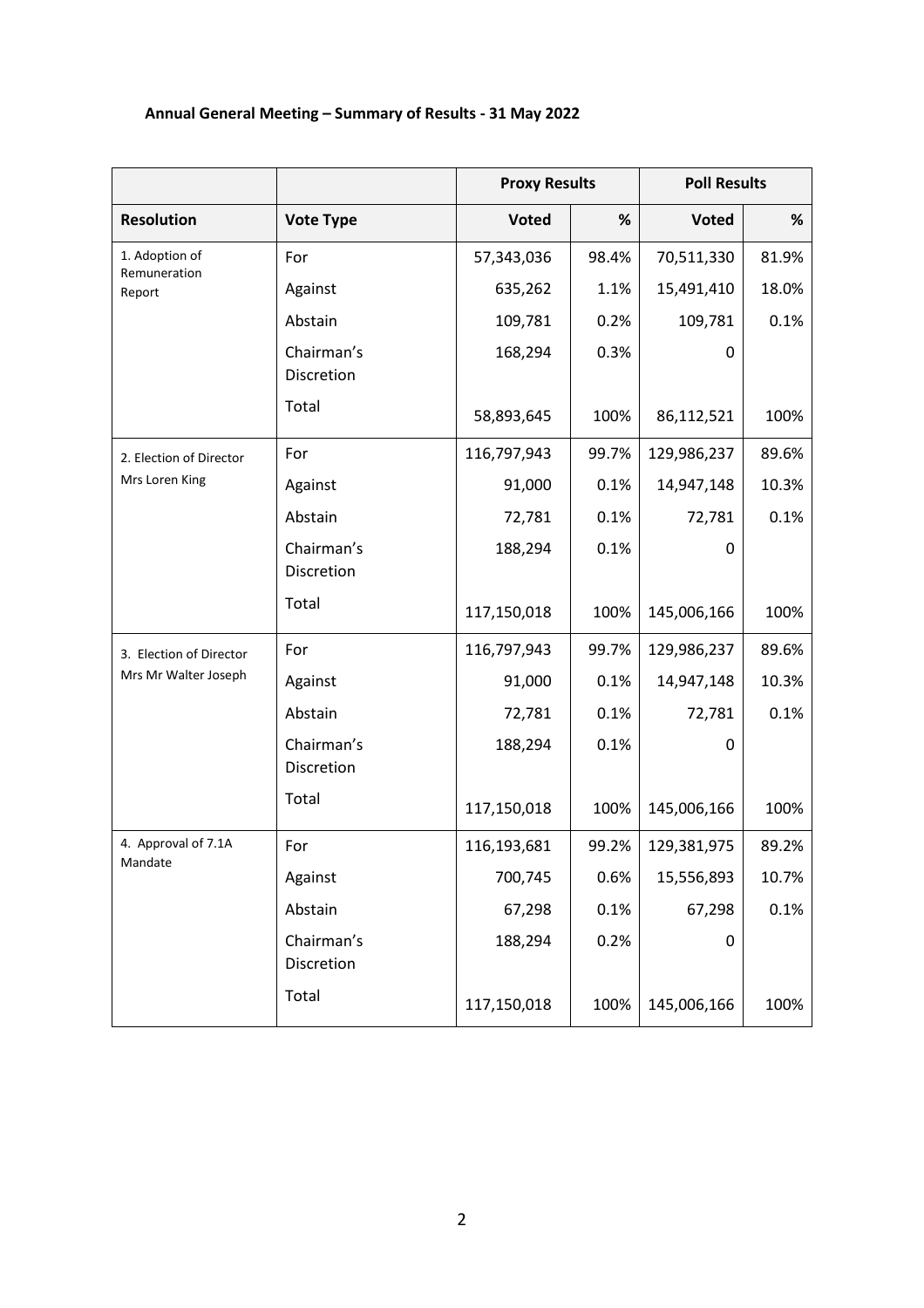**Annual General Meeting – Summary of Results - 31 May 2022**

| | | Proxy Results | | Poll Results | |
|---|---|---|---|---|---|
| **Resolution** | **Vote Type** | **Voted** | **%** | **Voted** | **%** |
| 1. Adoption of Remuneration Report | For | 57,343,036 | 98.4% | 70,511,330 | 81.9% |
| | Against | 635,262 | 1.1% | 15,491,410 | 18.0% |
| | Abstain | 109,781 | 0.2% | 109,781 | 0.1% |
| | Chairman's Discretion | 168,294 | 0.3% | 0 | |
| | Total | 58,893,645 | 100% | 86,112,521 | 100% |
| 2. Election of Director Mrs Loren King | For | 116,797,943 | 99.7% | 129,986,237 | 89.6% |
| | Against | 91,000 | 0.1% | 14,947,148 | 10.3% |
| | Abstain | 72,781 | 0.1% | 72,781 | 0.1% |
| | Chairman's Discretion | 188,294 | 0.1% | 0 | |
| | Total | 117,150,018 | 100% | 145,006,166 | 100% |
| 3. Election of Director Mrs Mr Walter Joseph | For | 116,797,943 | 99.7% | 129,986,237 | 89.6% |
| | Against | 91,000 | 0.1% | 14,947,148 | 10.3% |
| | Abstain | 72,781 | 0.1% | 72,781 | 0.1% |
| | Chairman's Discretion | 188,294 | 0.1% | 0 | |
| | Total | 117,150,018 | 100% | 145,006,166 | 100% |
| 4. Approval of 7.1A Mandate | For | 116,193,681 | 99.2% | 129,381,975 | 89.2% |
| | Against | 700,745 | 0.6% | 15,556,893 | 10.7% |
| | Abstain | 67,298 | 0.1% | 67,298 | 0.1% |
| | Chairman's Discretion | 188,294 | 0.2% | 0 | |
| | Total | 117,150,018 | 100% | 145,006,166 | 100% |